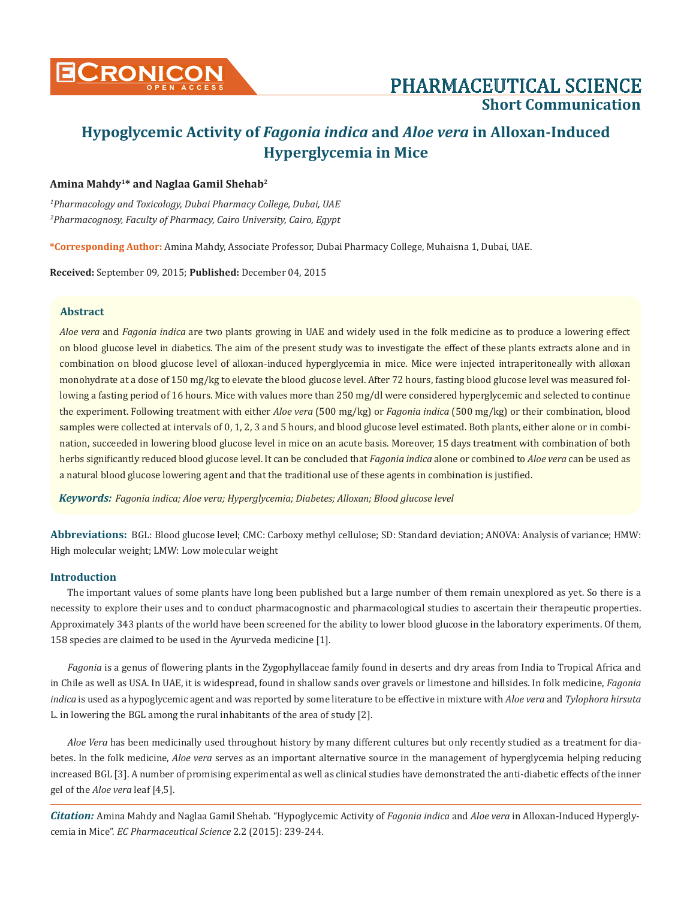# Hypoglycemic Activity of *Fagonia indica* and *Aloe vera* in Alloxan-Induced Hyperglycemia in Mice

**Amina Mahdy[1]* and Naglaa Gamil Shehab[2]**

[1] *Pharmacology and Toxicology, Dubai Pharmacy College, Dubai, UAE*

[2] *Pharmacognosy, Faculty of Pharmacy, Cairo University, Cairo, Egypt*

***Corresponding Author:** Amina Mahdy, Associate Professor, Dubai Pharmacy College, Muhaisna 1, Dubai, UAE.

**Received:** September 09, 2015; **Published:** December 04, 2015

## Abstract

*Aloe vera* and *Fagonia indica* are two plants growing in UAE and widely used in the folk medicine as to produce a lowering effect on blood glucose level in diabetics. The aim of the present study was to investigate the effect of these plants extracts alone and in combination on blood glucose level of alloxan-induced hyperglycemia in mice. Mice were injected intraperitoneally with alloxan monohydrate at a dose of 150 mg/kg to elevate the blood glucose level. After 72 hours, fasting blood glucose level was measured following a fasting period of 16 hours. Mice with values more than 250 mg/dl were considered hyperglycemic and selected to continue the experiment. Following treatment with either *Aloe vera* (500 mg/kg) or *Fagonia indica* (500 mg/kg) or their combination, blood samples were collected at intervals of 0, 1, 2, 3 and 5 hours, and blood glucose level estimated. Both plants, either alone or in combination, succeeded in lowering blood glucose level in mice on an acute basis. Moreover, 15 days treatment with combination of both herbs significantly reduced blood glucose level. It can be concluded that *Fagonia indica* alone or combined to *Aloe vera* can be used as a natural blood glucose lowering agent and that the traditional use of these agents in combination is justified.

***Keywords:*** *Fagonia indica; Aloe vera; Hyperglycemia; Diabetes; Alloxan; Blood glucose level*

**Abbreviations:** BGL: Blood glucose level; CMC: Carboxy methyl cellulose; SD: Standard deviation; ANOVA: Analysis of variance; HMW: High molecular weight; LMW: Low molecular weight

## Introduction

The important values of some plants have long been published but a large number of them remain unexplored as yet. So there is a necessity to explore their uses and to conduct pharmacognostic and pharmacological studies to ascertain their therapeutic properties. Approximately 343 plants of the world have been screened for the ability to lower blood glucose in the laboratory experiments. Of them, 158 species are claimed to be used in the Ayurveda medicine [1].

*Fagonia* is a genus of flowering plants in the Zygophyllaceae family found in deserts and dry areas from India to Tropical Africa and in Chile as well as USA. In UAE, it is widespread, found in shallow sands over gravels or limestone and hillsides. In folk medicine, *Fagonia indica* is used as a hypoglycemic agent and was reported by some literature to be effective in mixture with *Aloe vera* and *Tylophora hirsuta* L. in lowering the BGL among the rural inhabitants of the area of study [2].

*Aloe Vera* has been medicinally used throughout history by many different cultures but only recently studied as a treatment for diabetes. In the folk medicine, *Aloe vera* serves as an important alternative source in the management of hyperglycemia helping reducing increased BGL [3]. A number of promising experimental as well as clinical studies have demonstrated the anti-diabetic effects of the inner gel of the *Aloe vera* leaf [4,5].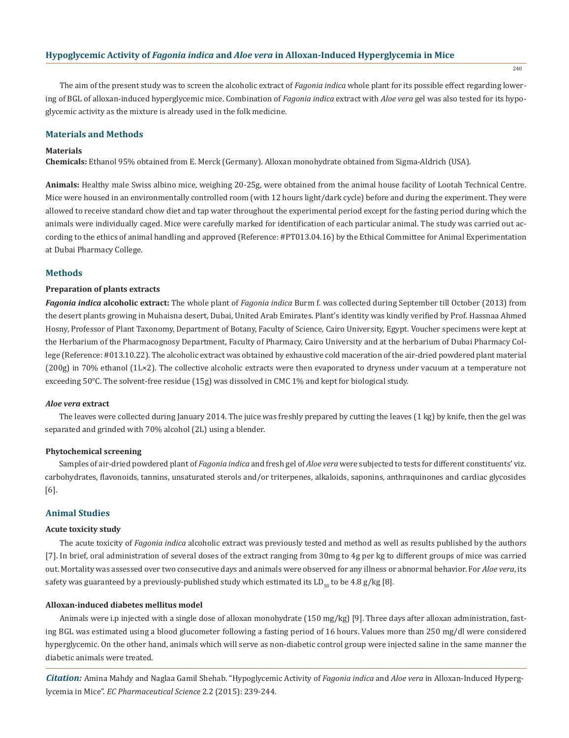The aim of the present study was to screen the alcoholic extract of *Fagonia indica* whole plant for its possible effect regarding lowering of BGL of alloxan-induced hyperglycemic mice. Combination of *Fagonia indica* extract with *Aloe vera* gel was also tested for its hypoglycemic activity as the mixture is already used in the folk medicine.

## Materials and Methods

### Materials

**Chemicals:** Ethanol 95% obtained from E. Merck (Germany). Alloxan monohydrate obtained from Sigma-Aldrich (USA).

**Animals:** Healthy male Swiss albino mice, weighing 20-25g, were obtained from the animal house facility of Lootah Technical Centre. Mice were housed in an environmentally controlled room (with 12 hours light/dark cycle) before and during the experiment. They were allowed to receive standard chow diet and tap water throughout the experimental period except for the fasting period during which the animals were individually caged. Mice were carefully marked for identification of each particular animal. The study was carried out according to the ethics of animal handling and approved (Reference: #PT013.04.16) by the Ethical Committee for Animal Experimentation at Dubai Pharmacy College.

## Methods

### Preparation of plants extracts

***Fagonia indica* alcoholic extract:** The whole plant of *Fagonia indica* Burm f. was collected during September till October (2013) from the desert plants growing in Muhaisna desert, Dubai, United Arab Emirates. Plant's identity was kindly verified by Prof. Hassnaa Ahmed Hosny, Professor of Plant Taxonomy, Department of Botany, Faculty of Science, Cairo University, Egypt. Voucher specimens were kept at the Herbarium of the Pharmacognosy Department, Faculty of Pharmacy, Cairo University and at the herbarium of Dubai Pharmacy College (Reference: #013.10.22). The alcoholic extract was obtained by exhaustive cold maceration of the air-dried powdered plant material (200g) in 70% ethanol (1L×2). The collective alcoholic extracts were then evaporated to dryness under vacuum at a temperature not exceeding 50°C. The solvent-free residue (15g) was dissolved in CMC 1% and kept for biological study.

### *Aloe vera* extract

The leaves were collected during January 2014. The juice was freshly prepared by cutting the leaves (1 kg) by knife, then the gel was separated and grinded with 70% alcohol (2L) using a blender.

### Phytochemical screening

Samples of air-dried powdered plant of *Fagonia indica* and fresh gel of *Aloe vera* were subjected to tests for different constituents' viz. carbohydrates, flavonoids, tannins, unsaturated sterols and/or triterpenes, alkaloids, saponins, anthraquinones and cardiac glycosides [6].

## Animal Studies

### Acute toxicity study

The acute toxicity of *Fagonia indica* alcoholic extract was previously tested and method as well as results published by the authors [7]. In brief, oral administration of several doses of the extract ranging from 30mg to 4g per kg to different groups of mice was carried out. Mortality was assessed over two consecutive days and animals were observed for any illness or abnormal behavior. For *Aloe vera*, its safety was guaranteed by a previously-published study which estimated its $LD_{50}$ to be 4.8 g/kg [8].

### Alloxan-induced diabetes mellitus model

Animals were i.p injected with a single dose of alloxan monohydrate (150 mg/kg) [9]. Three days after alloxan administration, fasting BGL was estimated using a blood glucometer following a fasting period of 16 hours. Values more than 250 mg/dl were considered hyperglycemic. On the other hand, animals which will serve as non-diabetic control group were injected saline in the same manner the diabetic animals were treated.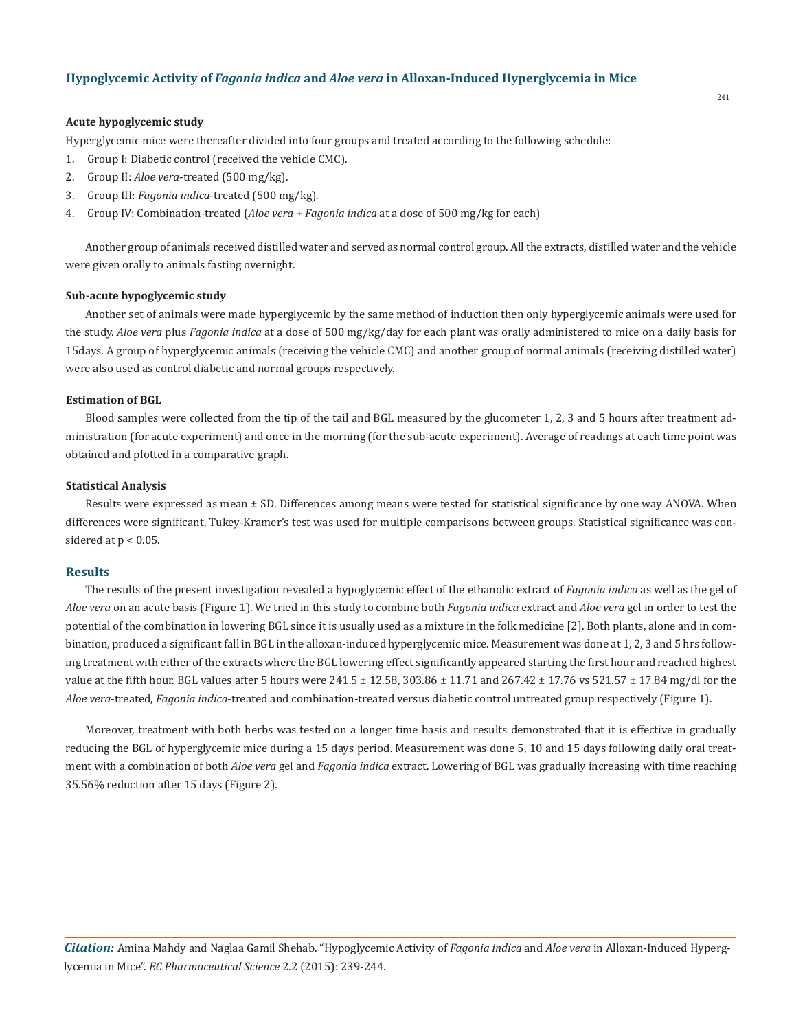#### Acute hypoglycemic study

Hyperglycemic mice were thereafter divided into four groups and treated according to the following schedule:

1. Group I: Diabetic control (received the vehicle CMC).
2. Group II: *Aloe vera*-treated (500 mg/kg).
3. Group III: *Fagonia indica*-treated (500 mg/kg).
4. Group IV: Combination-treated (*Aloe vera* + *Fagonia indica* at a dose of 500 mg/kg for each)

Another group of animals received distilled water and served as normal control group. All the extracts, distilled water and the vehicle were given orally to animals fasting overnight.

#### Sub-acute hypoglycemic study

Another set of animals were made hyperglycemic by the same method of induction then only hyperglycemic animals were used for the study. *Aloe vera* plus *Fagonia indica* at a dose of 500 mg/kg/day for each plant was orally administered to mice on a daily basis for 15days. A group of hyperglycemic animals (receiving the vehicle CMC) and another group of normal animals (receiving distilled water) were also used as control diabetic and normal groups respectively.

#### Estimation of BGL

Blood samples were collected from the tip of the tail and BGL measured by the glucometer 1, 2, 3 and 5 hours after treatment administration (for acute experiment) and once in the morning (for the sub-acute experiment). Average of readings at each time point was obtained and plotted in a comparative graph.

#### Statistical Analysis

Results were expressed as mean ± SD. Differences among means were tested for statistical significance by one way ANOVA. When differences were significant, Tukey-Kramer's test was used for multiple comparisons between groups. Statistical significance was considered at $p < 0.05$.

## Results

The results of the present investigation revealed a hypoglycemic effect of the ethanolic extract of *Fagonia indica* as well as the gel of *Aloe vera* on an acute basis (Figure 1). We tried in this study to combine both *Fagonia indica* extract and *Aloe vera* gel in order to test the potential of the combination in lowering BGL since it is usually used as a mixture in the folk medicine [2]. Both plants, alone and in combination, produced a significant fall in BGL in the alloxan-induced hyperglycemic mice. Measurement was done at 1, 2, 3 and 5 hrs following treatment with either of the extracts where the BGL lowering effect significantly appeared starting the first hour and reached highest value at the fifth hour. BGL values after 5 hours were 241.5 ± 12.58, 303.86 ± 11.71 and 267.42 ± 17.76 vs 521.57 ± 17.84 mg/dl for the *Aloe vera*-treated, *Fagonia indica*-treated and combination-treated versus diabetic control untreated group respectively (Figure 1).

Moreover, treatment with both herbs was tested on a longer time basis and results demonstrated that it is effective in gradually reducing the BGL of hyperglycemic mice during a 15 days period. Measurement was done 5, 10 and 15 days following daily oral treatment with a combination of both *Aloe vera* gel and *Fagonia indica* extract. Lowering of BGL was gradually increasing with time reaching 35.56% reduction after 15 days (Figure 2).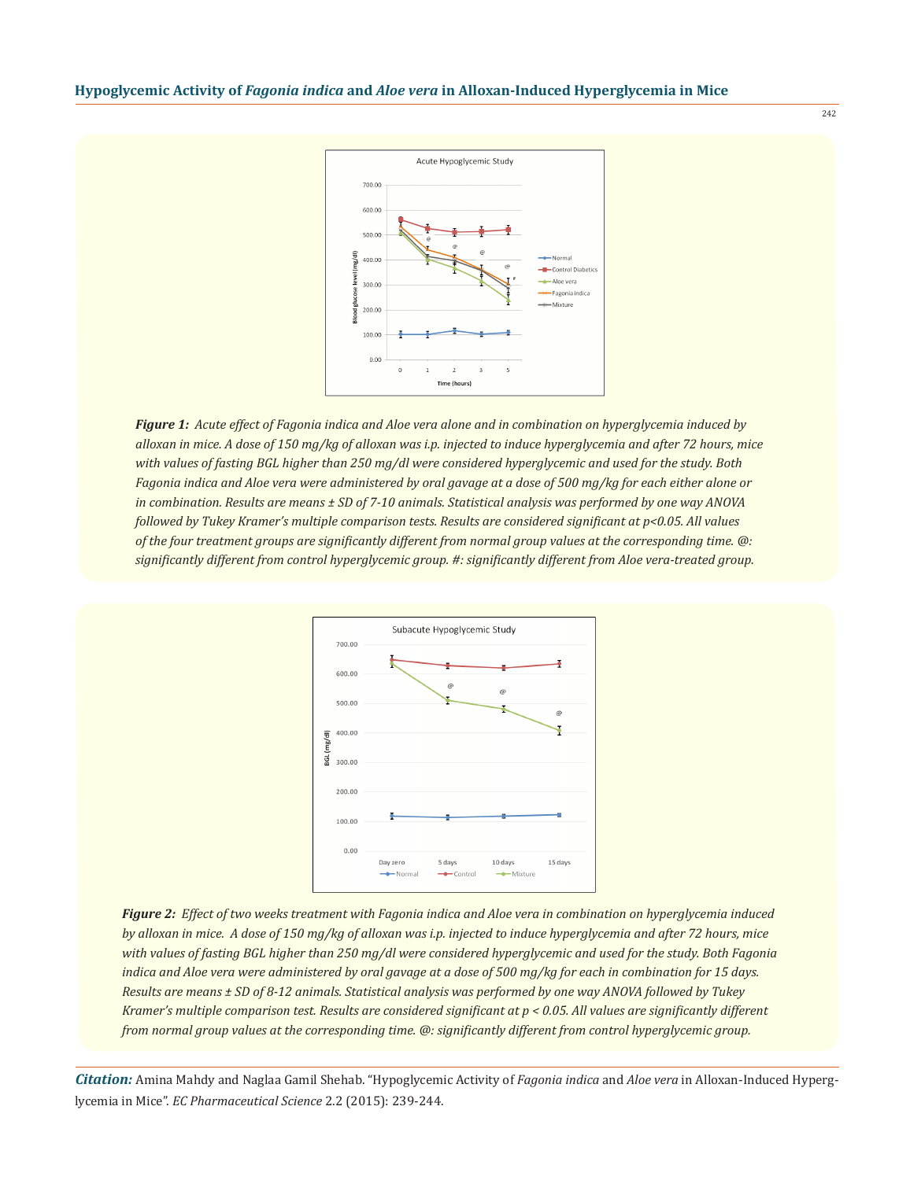***Figure 1:*** *Acute effect of Fagonia indica and Aloe vera alone and in combination on hyperglycemia induced by alloxan in mice. A dose of 150 mg/kg of alloxan was i.p. injected to induce hyperglycemia and after 72 hours, mice with values of fasting BGL higher than 250 mg/dl were considered hyperglycemic and used for the study. Both Fagonia indica and Aloe vera were administered by oral gavage at a dose of 500 mg/kg for each either alone or in combination. Results are means ± SD of 7-10 animals. Statistical analysis was performed by one way ANOVA followed by Tukey Kramer's multiple comparison tests. Results are considered significant at p<0.05. All values of the four treatment groups are significantly different from normal group values at the corresponding time. @: significantly different from control hyperglycemic group. #: significantly different from Aloe vera-treated group.*

***Figure 2:*** *Effect of two weeks treatment with Fagonia indica and Aloe vera in combination on hyperglycemia induced by alloxan in mice. A dose of 150 mg/kg of alloxan was i.p. injected to induce hyperglycemia and after 72 hours, mice with values of fasting BGL higher than 250 mg/dl were considered hyperglycemic and used for the study. Both Fagonia indica and Aloe vera were administered by oral gavage at a dose of 500 mg/kg for each in combination for 15 days. Results are means ± SD of 8-12 animals. Statistical analysis was performed by one way ANOVA followed by Tukey Kramer's multiple comparison test. Results are considered significant at p < 0.05. All values are significantly different from normal group values at the corresponding time. @: significantly different from control hyperglycemic group.*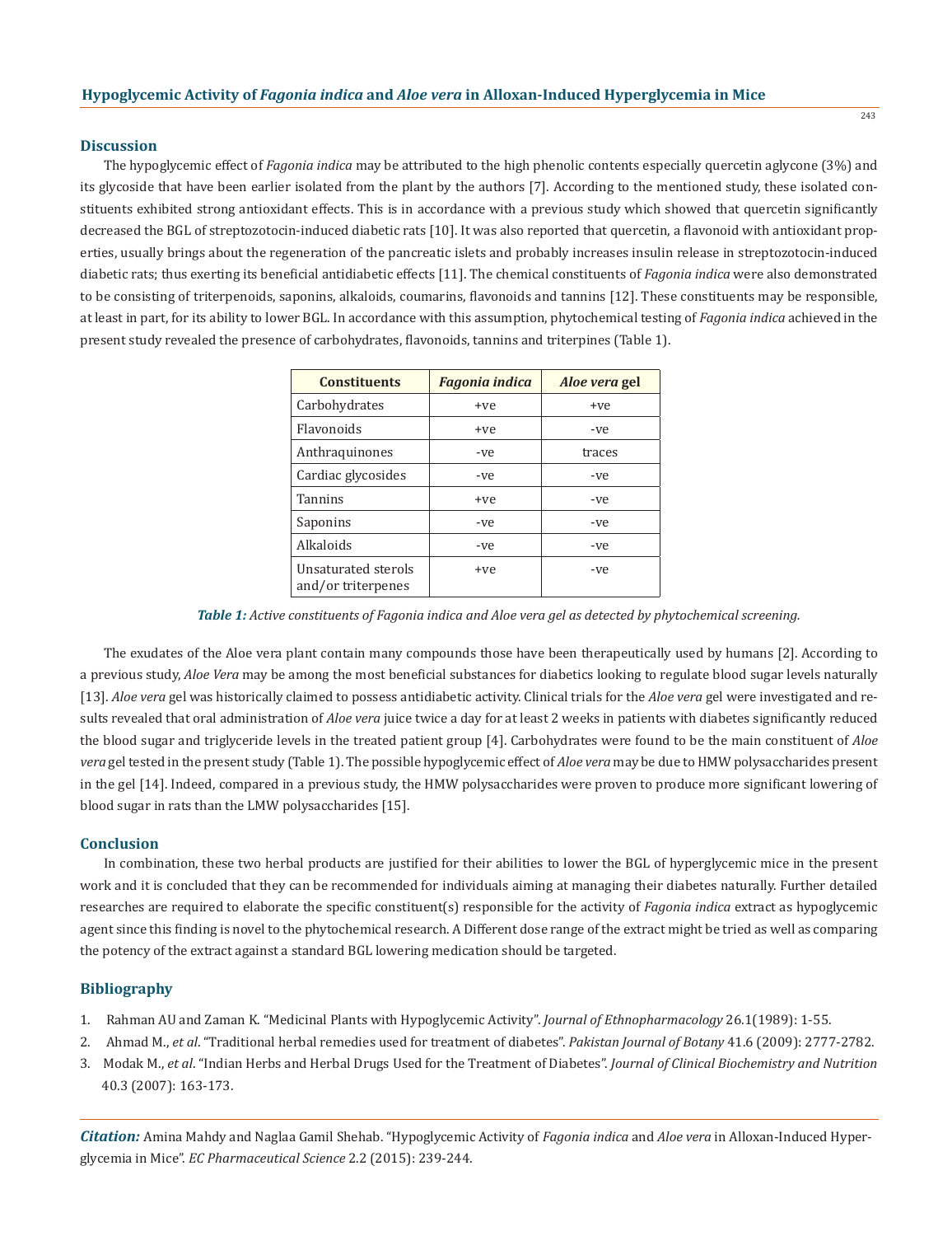## Discussion

The hypoglycemic effect of *Fagonia indica* may be attributed to the high phenolic contents especially quercetin aglycone (3%) and its glycoside that have been earlier isolated from the plant by the authors [7]. According to the mentioned study, these isolated constituents exhibited strong antioxidant effects. This is in accordance with a previous study which showed that quercetin significantly decreased the BGL of streptozotocin-induced diabetic rats [10]. It was also reported that quercetin, a flavonoid with antioxidant properties, usually brings about the regeneration of the pancreatic islets and probably increases insulin release in streptozotocin-induced diabetic rats; thus exerting its beneficial antidiabetic effects [11]. The chemical constituents of *Fagonia indica* were also demonstrated to be consisting of triterpenoids, saponins, alkaloids, coumarins, flavonoids and tannins [12]. These constituents may be responsible, at least in part, for its ability to lower BGL. In accordance with this assumption, phytochemical testing of *Fagonia indica* achieved in the present study revealed the presence of carbohydrates, flavonoids, tannins and triterpines (Table 1).

| Constituents | *Fagonia indica* | *Aloe vera* gel |
|---|---|---|
| Carbohydrates | +ve | +ve |
| Flavonoids | +ve | -ve |
| Anthraquinones | -ve | traces |
| Cardiac glycosides | -ve | -ve |
| Tannins | +ve | -ve |
| Saponins | -ve | -ve |
| Alkaloids | -ve | -ve |
| Unsaturated sterols and/or triterpenes | +ve | -ve |

***Table 1:*** *Active constituents of Fagonia indica and Aloe vera gel as detected by phytochemical screening.*

The exudates of the Aloe vera plant contain many compounds those have been therapeutically used by humans [2]. According to a previous study, *Aloe Vera* may be among the most beneficial substances for diabetics looking to regulate blood sugar levels naturally [13]. *Aloe vera* gel was historically claimed to possess antidiabetic activity. Clinical trials for the *Aloe vera* gel were investigated and results revealed that oral administration of *Aloe vera* juice twice a day for at least 2 weeks in patients with diabetes significantly reduced the blood sugar and triglyceride levels in the treated patient group [4]. Carbohydrates were found to be the main constituent of *Aloe vera* gel tested in the present study (Table 1). The possible hypoglycemic effect of *Aloe vera* may be due to HMW polysaccharides present in the gel [14]. Indeed, compared in a previous study, the HMW polysaccharides were proven to produce more significant lowering of blood sugar in rats than the LMW polysaccharides [15].

## Conclusion

In combination, these two herbal products are justified for their abilities to lower the BGL of hyperglycemic mice in the present work and it is concluded that they can be recommended for individuals aiming at managing their diabetes naturally. Further detailed researches are required to elaborate the specific constituent(s) responsible for the activity of *Fagonia indica* extract as hypoglycemic agent since this finding is novel to the phytochemical research. A Different dose range of the extract might be tried as well as comparing the potency of the extract against a standard BGL lowering medication should be targeted.

## Bibliography

1. Rahman AU and Zaman K. "Medicinal Plants with Hypoglycemic Activity". *Journal of Ethnopharmacology* 26.1(1989): 1-55.
2. Ahmad M., *et al*. "Traditional herbal remedies used for treatment of diabetes". *Pakistan Journal of Botany* 41.6 (2009): 2777-2782.
3. Modak M., *et al*. "Indian Herbs and Herbal Drugs Used for the Treatment of Diabetes". *Journal of Clinical Biochemistry and Nutrition* 40.3 (2007): 163-173.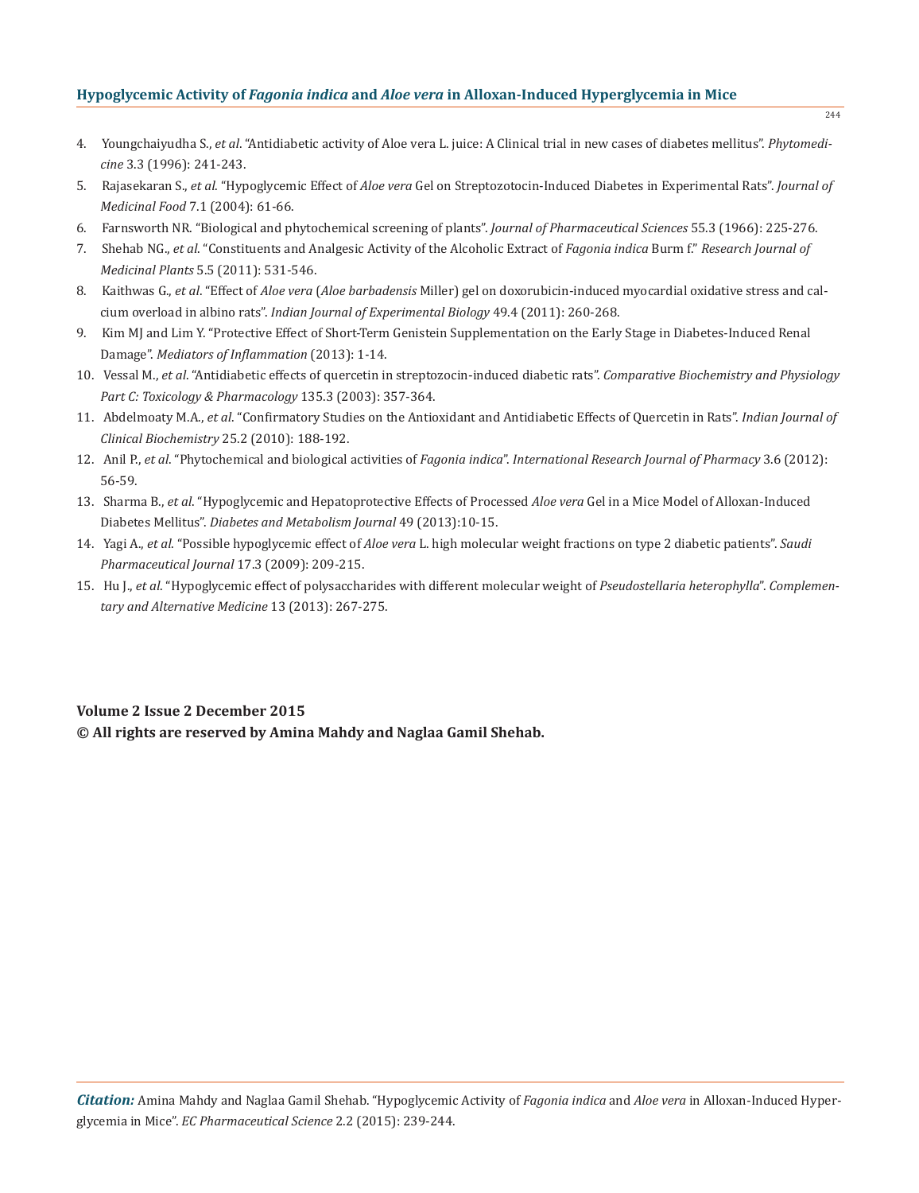4. Youngchaiyudha S., *et al*. "Antidiabetic activity of Aloe vera L. juice: A Clinical trial in new cases of diabetes mellitus". *Phytomedicine* 3.3 (1996): 241-243.
5. Rajasekaran S., *et al*. "Hypoglycemic Effect of *Aloe vera* Gel on Streptozotocin-Induced Diabetes in Experimental Rats". *Journal of Medicinal Food* 7.1 (2004): 61-66.
6. Farnsworth NR. "Biological and phytochemical screening of plants". *Journal of Pharmaceutical Sciences* 55.3 (1966): 225-276.
7. Shehab NG., *et al*. "Constituents and Analgesic Activity of the Alcoholic Extract of *Fagonia indica* Burm f." *Research Journal of Medicinal Plants* 5.5 (2011): 531-546.
8. Kaithwas G., *et al*. "Effect of *Aloe vera* (*Aloe barbadensis* Miller) gel on doxorubicin-induced myocardial oxidative stress and calcium overload in albino rats". *Indian Journal of Experimental Biology* 49.4 (2011): 260-268.
9. Kim MJ and Lim Y. "Protective Effect of Short-Term Genistein Supplementation on the Early Stage in Diabetes-Induced Renal Damage". *Mediators of Inflammation* (2013): 1-14.
10. Vessal M., *et al*. "Antidiabetic effects of quercetin in streptozocin-induced diabetic rats". *Comparative Biochemistry and Physiology Part C: Toxicology & Pharmacology* 135.3 (2003): 357-364.
11. Abdelmoaty M.A., *et al*. "Confirmatory Studies on the Antioxidant and Antidiabetic Effects of Quercetin in Rats". *Indian Journal of Clinical Biochemistry* 25.2 (2010): 188-192.
12. Anil P., *et al*. "Phytochemical and biological activities of *Fagonia indica*". *International Research Journal of Pharmacy* 3.6 (2012): 56-59.
13. Sharma B., *et al*. "Hypoglycemic and Hepatoprotective Effects of Processed *Aloe vera* Gel in a Mice Model of Alloxan-Induced Diabetes Mellitus". *Diabetes and Metabolism Journal* 49 (2013):10-15.
14. Yagi A., *et al*. "Possible hypoglycemic effect of *Aloe vera* L. high molecular weight fractions on type 2 diabetic patients". *Saudi Pharmaceutical Journal* 17.3 (2009): 209-215.
15. Hu J., *et al*. "Hypoglycemic effect of polysaccharides with different molecular weight of *Pseudostellaria heterophylla*". *Complementary and Alternative Medicine* 13 (2013): 267-275.

**Volume 2 Issue 2 December 2015**
**© All rights are reserved by Amina Mahdy and Naglaa Gamil Shehab.**